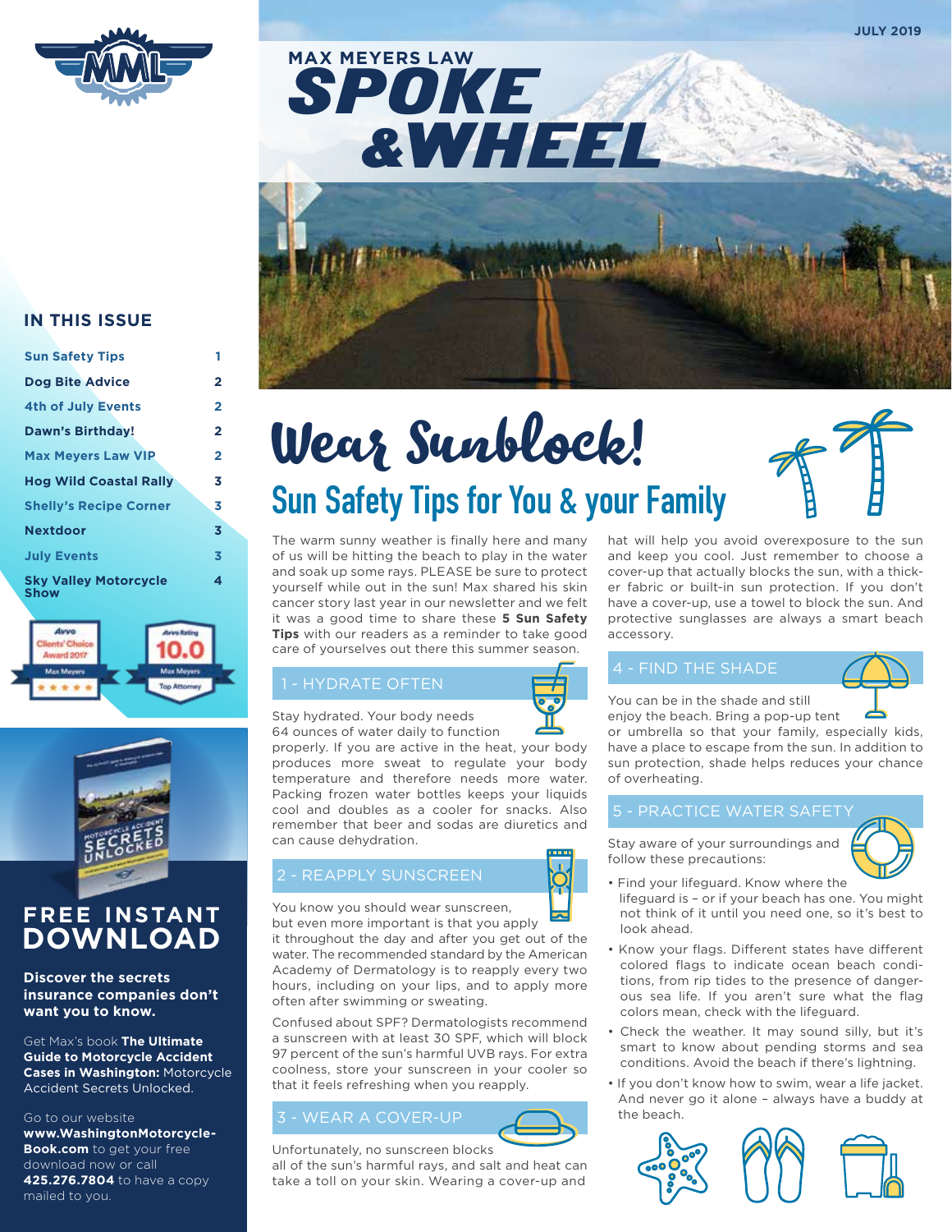JULY 2019

# MAX MEYERS LAW SPOKE & WHEEL

## IN THIS ISSUE

| | |
|---|---|
| Sun Safety Tips | 1 |
| Dog Bite Advice | 2 |
| 4th of July Events | 2 |
| Dawn's Birthday! | 2 |
| Max Meyers Law VIP | 2 |
| Hog Wild Coastal Rally | 3 |
| Shelly's Recipe Corner | 3 |
| Nextdoor | 3 |
| July Events | 3 |
| Sky Valley Motorcycle Show | 4 |

# Wear Sunblock!

## Sun Safety Tips for You & your Family

The warm sunny weather is finally here and many of us will be hitting the beach to play in the water and soak up some rays. PLEASE be sure to protect yourself while out in the sun! Max shared his skin cancer story last year in our newsletter and we felt it was a good time to share these **5 Sun Safety Tips** with our readers as a reminder to take good care of yourselves out there this summer season.

### 1 - HYDRATE OFTEN

Stay hydrated. Your body needs 64 ounces of water daily to function properly. If you are active in the heat, your body produces more sweat to regulate your body temperature and therefore needs more water. Packing frozen water bottles keeps your liquids cool and doubles as a cooler for snacks. Also remember that beer and sodas are diuretics and can cause dehydration.

### 2 - REAPPLY SUNSCREEN

You know you should wear sunscreen, but even more important is that you apply it throughout the day and after you get out of the water. The recommended standard by the American Academy of Dermatology is to reapply every two hours, including on your lips, and to apply more often after swimming or sweating.

Confused about SPF? Dermatologists recommend a sunscreen with at least 30 SPF, which will block 97 percent of the sun's harmful UVB rays. For extra coolness, store your sunscreen in your cooler so that it feels refreshing when you reapply.

### 3 - WEAR A COVER-UP

Unfortunately, no sunscreen blocks all of the sun's harmful rays, and salt and heat can take a toll on your skin. Wearing a cover-up and hat will help you avoid overexposure to the sun and keep you cool. Just remember to choose a cover-up that actually blocks the sun, with a thicker fabric or built-in sun protection. If you don't have a cover-up, use a towel to block the sun. And protective sunglasses are always a smart beach accessory.

### 4 - FIND THE SHADE

You can be in the shade and still enjoy the beach. Bring a pop-up tent or umbrella so that your family, especially kids, have a place to escape from the sun. In addition to sun protection, shade helps reduces your chance of overheating.

### 5 - PRACTICE WATER SAFETY

Stay aware of your surroundings and follow these precautions:

- Find your lifeguard. Know where the lifeguard is – or if your beach has one. You might not think of it until you need one, so it's best to look ahead.
- Know your flags. Different states have different colored flags to indicate ocean beach conditions, from rip tides to the presence of dangerous sea life. If you aren't sure what the flag colors mean, check with the lifeguard.
- Check the weather. It may sound silly, but it's smart to know about pending storms and sea conditions. Avoid the beach if there's lightning.
- If you don't know how to swim, wear a life jacket. And never go it alone – always have a buddy at the beach.

---

## FREE INSTANT DOWNLOAD

**Discover the secrets insurance companies don't want you to know.**

Get Max's book **The Ultimate Guide to Motorcycle Accident Cases in Washington:** Motorcycle Accident Secrets Unlocked.

Go to our website **www.WashingtonMotorcycle-Book.com** to get your free download now or call **425.276.7804** to have a copy mailed to you.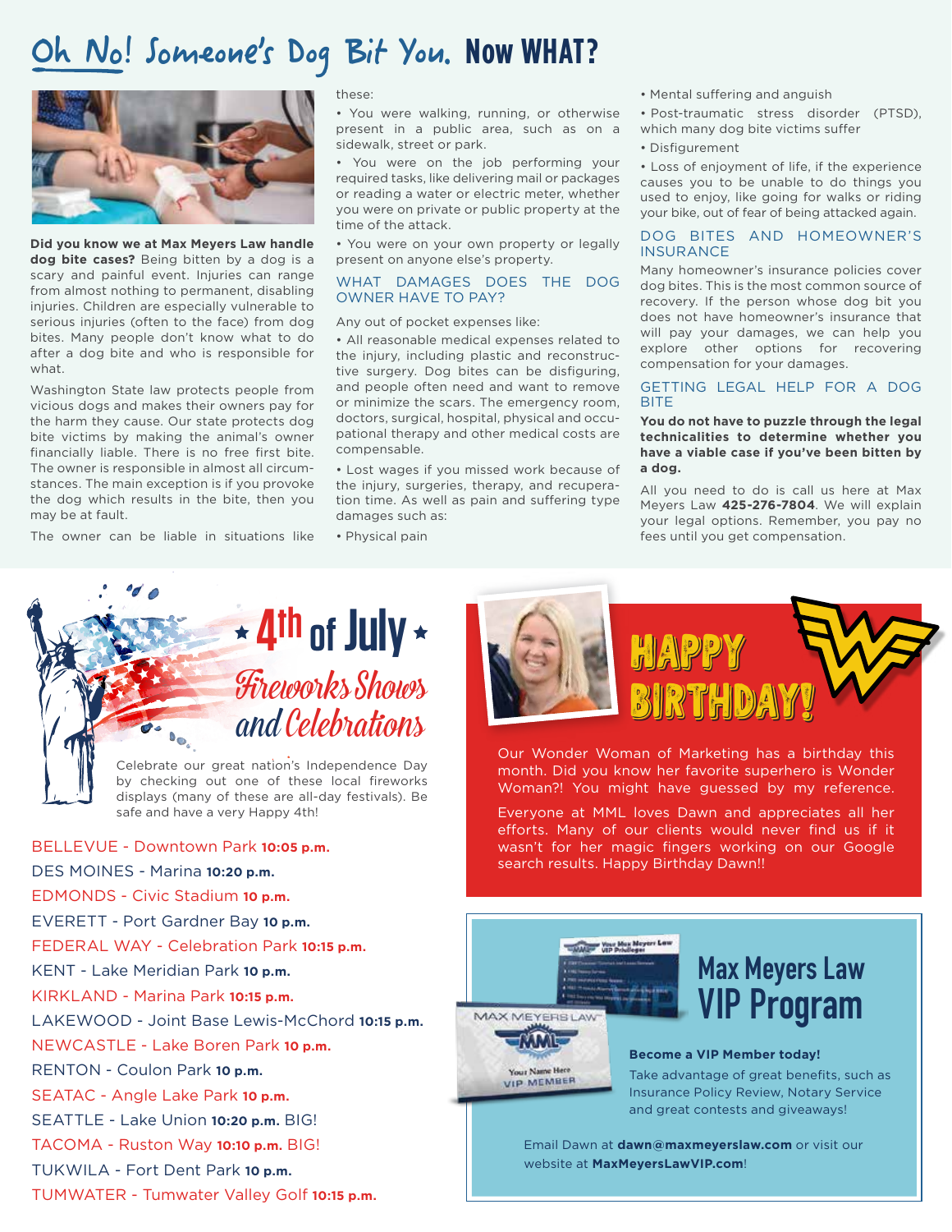# Oh No! Someone's Dog Bit You. Now WHAT?

**Did you know we at Max Meyers Law handle dog bite cases?** Being bitten by a dog is a scary and painful event. Injuries can range from almost nothing to permanent, disabling injuries. Children are especially vulnerable to serious injuries (often to the face) from dog bites. Many people don't know what to do after a dog bite and who is responsible for what.

Washington State law protects people from vicious dogs and makes their owners pay for the harm they cause. Our state protects dog bite victims by making the animal's owner financially liable. There is no free first bite. The owner is responsible in almost all circumstances. The main exception is if you provoke the dog which results in the bite, then you may be at fault.

The owner can be liable in situations like these:

- You were walking, running, or otherwise present in a public area, such as on a sidewalk, street or park.
- You were on the job performing your required tasks, like delivering mail or packages or reading a water or electric meter, whether you were on private or public property at the time of the attack.
- You were on your own property or legally present on anyone else's property.

## WHAT DAMAGES DOES THE DOG OWNER HAVE TO PAY?

Any out of pocket expenses like:

- All reasonable medical expenses related to the injury, including plastic and reconstructive surgery. Dog bites can be disfiguring, and people often need and want to remove or minimize the scars. The emergency room, doctors, surgical, hospital, physical and occupational therapy and other medical costs are compensable.
- Lost wages if you missed work because of the injury, surgeries, therapy, and recuperation time. As well as pain and suffering type damages such as:
- Physical pain
- Mental suffering and anguish
- Post-traumatic stress disorder (PTSD), which many dog bite victims suffer
- Disfigurement
- Loss of enjoyment of life, if the experience causes you to be unable to do things you used to enjoy, like going for walks or riding your bike, out of fear of being attacked again.

## DOG BITES AND HOMEOWNER'S INSURANCE

Many homeowner's insurance policies cover dog bites. This is the most common source of recovery. If the person whose dog bit you does not have homeowner's insurance that will pay your damages, we can help you explore other options for recovering compensation for your damages.

## GETTING LEGAL HELP FOR A DOG BITE

**You do not have to puzzle through the legal technicalities to determine whether you have a viable case if you've been bitten by a dog.**

All you need to do is call us here at Max Meyers Law **425-276-7804**. We will explain your legal options. Remember, you pay no fees until you get compensation.

# 4th of July Fireworks Shows and Celebrations

Celebrate our great nation's Independence Day by checking out one of these local fireworks displays (many of these are all-day festivals). Be safe and have a very Happy 4th!

- BELLEVUE - Downtown Park **10:05 p.m.**
- DES MOINES - Marina **10:20 p.m.**
- EDMONDS - Civic Stadium **10 p.m.**
- EVERETT - Port Gardner Bay **10 p.m.**
- FEDERAL WAY - Celebration Park **10:15 p.m.**
- KENT - Lake Meridian Park **10 p.m.**
- KIRKLAND - Marina Park **10:15 p.m.**
- LAKEWOOD - Joint Base Lewis-McChord **10:15 p.m.**
- NEWCASTLE - Lake Boren Park **10 p.m.**
- RENTON - Coulon Park **10 p.m.**
- SEATAC - Angle Lake Park **10 p.m.**
- SEATTLE - Lake Union **10:20 p.m.** BIG!
- TACOMA - Ruston Way **10:10 p.m.** BIG!
- TUKWILA - Fort Dent Park **10 p.m.**
- TUMWATER - Tumwater Valley Golf **10:15 p.m.**

# HAPPY BIRTHDAY!

Our Wonder Woman of Marketing has a birthday this month. Did you know her favorite superhero is Wonder Woman?! You might have guessed by my reference.

Everyone at MML loves Dawn and appreciates all her efforts. Many of our clients would never find us if it wasn't for her magic fingers working on our Google search results. Happy Birthday Dawn!!

# Max Meyers Law VIP Program

**Become a VIP Member today!**

Take advantage of great benefits, such as Insurance Policy Review, Notary Service and great contests and giveaways!

Email Dawn at **dawn@maxmeyerslaw.com** or visit our website at **MaxMeyersLawVIP.com**!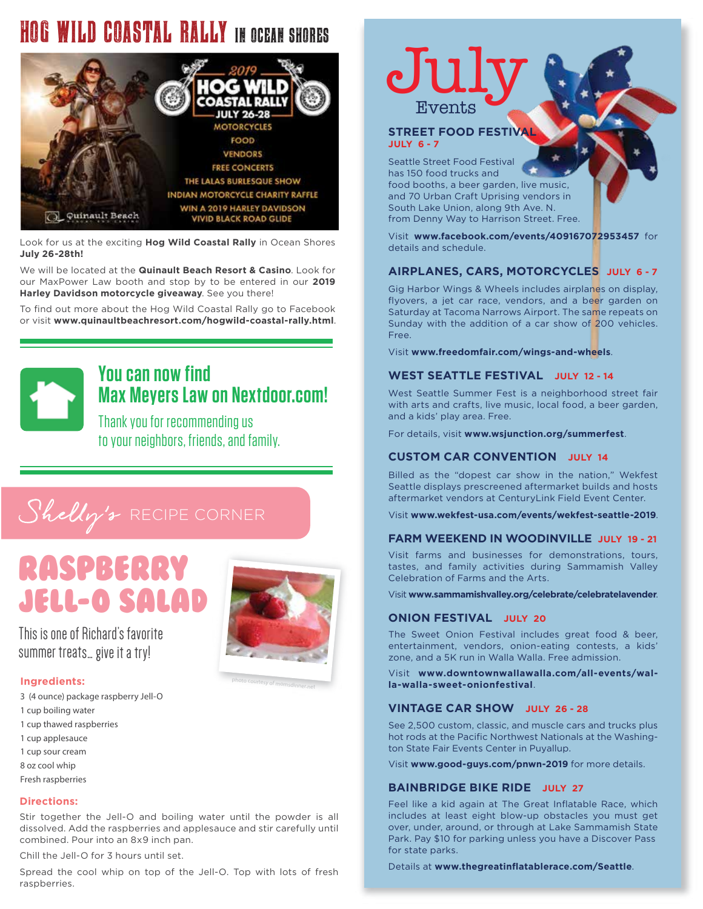# HOG WILD COASTAL RALLY IN OCEAN SHORES

Look for us at the exciting **Hog Wild Coastal Rally** in Ocean Shores **July 26-28th!**

We will be located at the **Quinault Beach Resort & Casino**. Look for our MaxPower Law booth and stop by to be entered in our **2019 Harley Davidson motorcycle giveaway**. See you there!

To find out more about the Hog Wild Coastal Rally go to Facebook or visit **www.quinaultbeachresort.com/hogwild-coastal-rally.html**.

## You can now find Max Meyers Law on Nextdoor.com!

Thank you for recommending us to your neighbors, friends, and family.

## Shelly's RECIPE CORNER

# RASPBERRY JELL-O SALAD

This is one of Richard's favorite summer treats… give it a try!

photo courtesy of momsdinner.net

**Ingredients:**

- 3 (4 ounce) package raspberry Jell-O
- 1 cup boiling water
- 1 cup thawed raspberries
- 1 cup applesauce
- 1 cup sour cream
- 8 oz cool whip
- Fresh raspberries

**Directions:**

Stir together the Jell-O and boiling water until the powder is all dissolved. Add the raspberries and applesauce and stir carefully until combined. Pour into an 8x9 inch pan.

Chill the Jell-O for 3 hours until set.

Spread the cool whip on top of the Jell-O. Top with lots of fresh raspberries.

# July Events

### STREET FOOD FESTIVAL JULY 6 - 7

Seattle Street Food Festival has 150 food trucks and food booths, a beer garden, live music, and 70 Urban Craft Uprising vendors in South Lake Union, along 9th Ave. N. from Denny Way to Harrison Street. Free.

Visit **www.facebook.com/events/409167072953457** for details and schedule.

### AIRPLANES, CARS, MOTORCYCLES JULY 6 - 7

Gig Harbor Wings & Wheels includes airplanes on display, flyovers, a jet car race, vendors, and a beer garden on Saturday at Tacoma Narrows Airport. The same repeats on Sunday with the addition of a car show of 200 vehicles. Free.

Visit **www.freedomfair.com/wings-and-wheels**.

### WEST SEATTLE FESTIVAL JULY 12 - 14

West Seattle Summer Fest is a neighborhood street fair with arts and crafts, live music, local food, a beer garden, and a kids' play area. Free.

For details, visit **www.wsjunction.org/summerfest**.

### CUSTOM CAR CONVENTION JULY 14

Billed as the "dopest car show in the nation," Wekfest Seattle displays prescreened aftermarket builds and hosts aftermarket vendors at CenturyLink Field Event Center.

Visit **www.wekfest-usa.com/events/wekfest-seattle-2019**.

### FARM WEEKEND IN WOODINVILLE JULY 19 - 21

Visit farms and businesses for demonstrations, tours, tastes, and family activities during Sammamish Valley Celebration of Farms and the Arts.

Visit **www.sammamishvalley.org/celebrate/celebratelavender**.

### ONION FESTIVAL JULY 20

The Sweet Onion Festival includes great food & beer, entertainment, vendors, onion-eating contests, a kids' zone, and a 5K run in Walla Walla. Free admission.

Visit **www.downtownwallawalla.com/all-events/walla-walla-sweet-onionfestival**.

### VINTAGE CAR SHOW JULY 26 - 28

See 2,500 custom, classic, and muscle cars and trucks plus hot rods at the Pacific Northwest Nationals at the Washington State Fair Events Center in Puyallup.

Visit **www.good-guys.com/pnwn-2019** for more details.

### BAINBRIDGE BIKE RIDE JULY 27

Feel like a kid again at The Great Inflatable Race, which includes at least eight blow-up obstacles you must get over, under, around, or through at Lake Sammamish State Park. Pay $10 for parking unless you have a Discover Pass for state parks.

Details at **www.thegreatinflatablerace.com/Seattle**.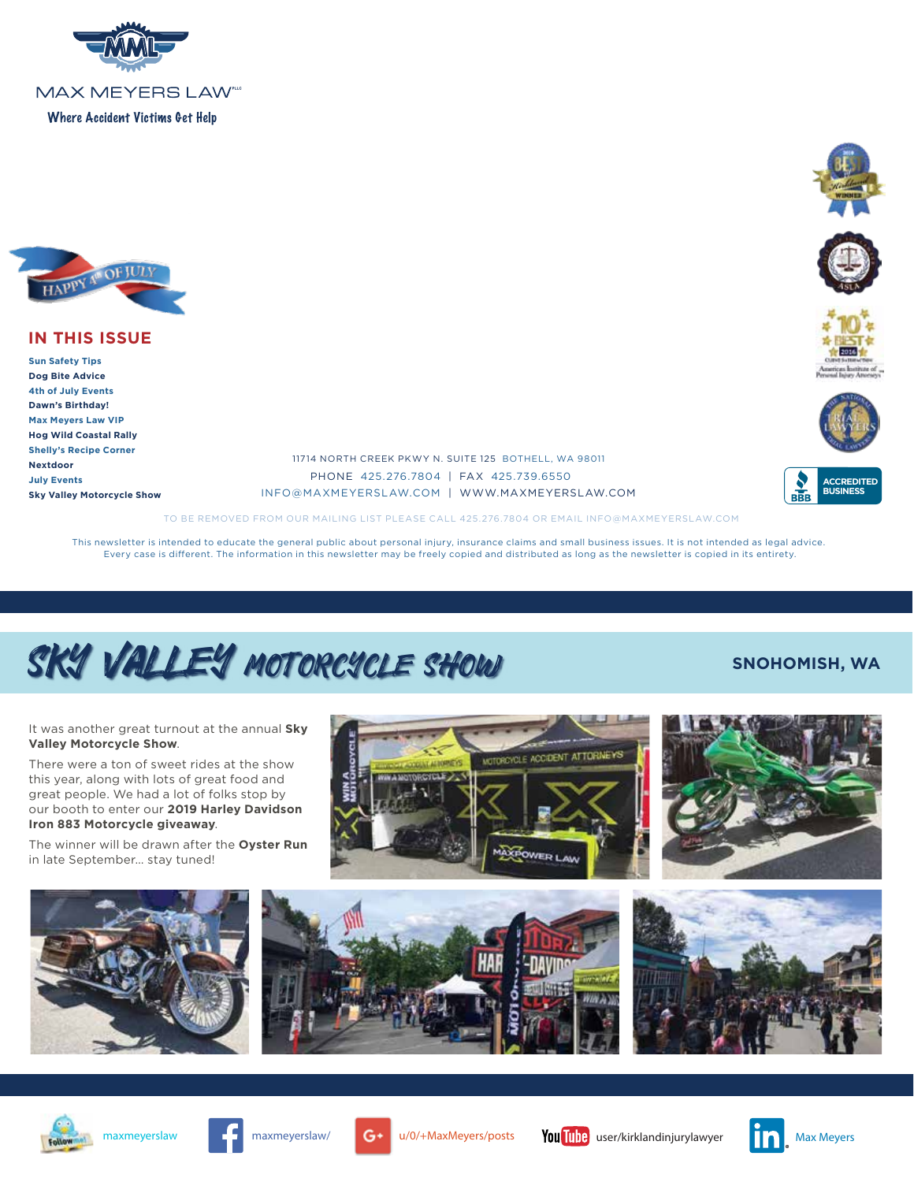MAX MEYERS LAW

Where Accident Victims Get Help

HAPPY 4th OF JULY

## IN THIS ISSUE

- Sun Safety Tips
- Dog Bite Advice
- 4th of July Events
- Dawn's Birthday!
- Max Meyers Law VIP
- Hog Wild Coastal Rally
- Shelly's Recipe Corner
- Nextdoor
- July Events
- Sky Valley Motorcycle Show

11714 NORTH CREEK PKWY N. SUITE 125 BOTHELL, WA 98011

PHONE 425.276.7804 | FAX 425.739.6550

INFO@MAXMEYERSLAW.COM | WWW.MAXMEYERSLAW.COM

TO BE REMOVED FROM OUR MAILING LIST PLEASE CALL 425.276.7804 OR EMAIL INFO@MAXMEYERSLAW.COM

This newsletter is intended to educate the general public about personal injury, insurance claims and small business issues. It is not intended as legal advice. Every case is different. The information in this newsletter may be freely copied and distributed as long as the newsletter is copied in its entirety.

# SKY VALLEY MOTORCYCLE SHOW

**SNOHOMISH, WA**

It was another great turnout at the annual **Sky Valley Motorcycle Show**.

There were a ton of sweet rides at the show this year, along with lots of great food and great people. We had a lot of folks stop by our booth to enter our **2019 Harley Davidson Iron 883 Motorcycle giveaway**.

The winner will be drawn after the **Oyster Run** in late September... stay tuned!

maxmeyerslaw | maxmeyerslaw/ | u/0/+MaxMeyers/posts | user/kirklandinjurylawyer | Max Meyers